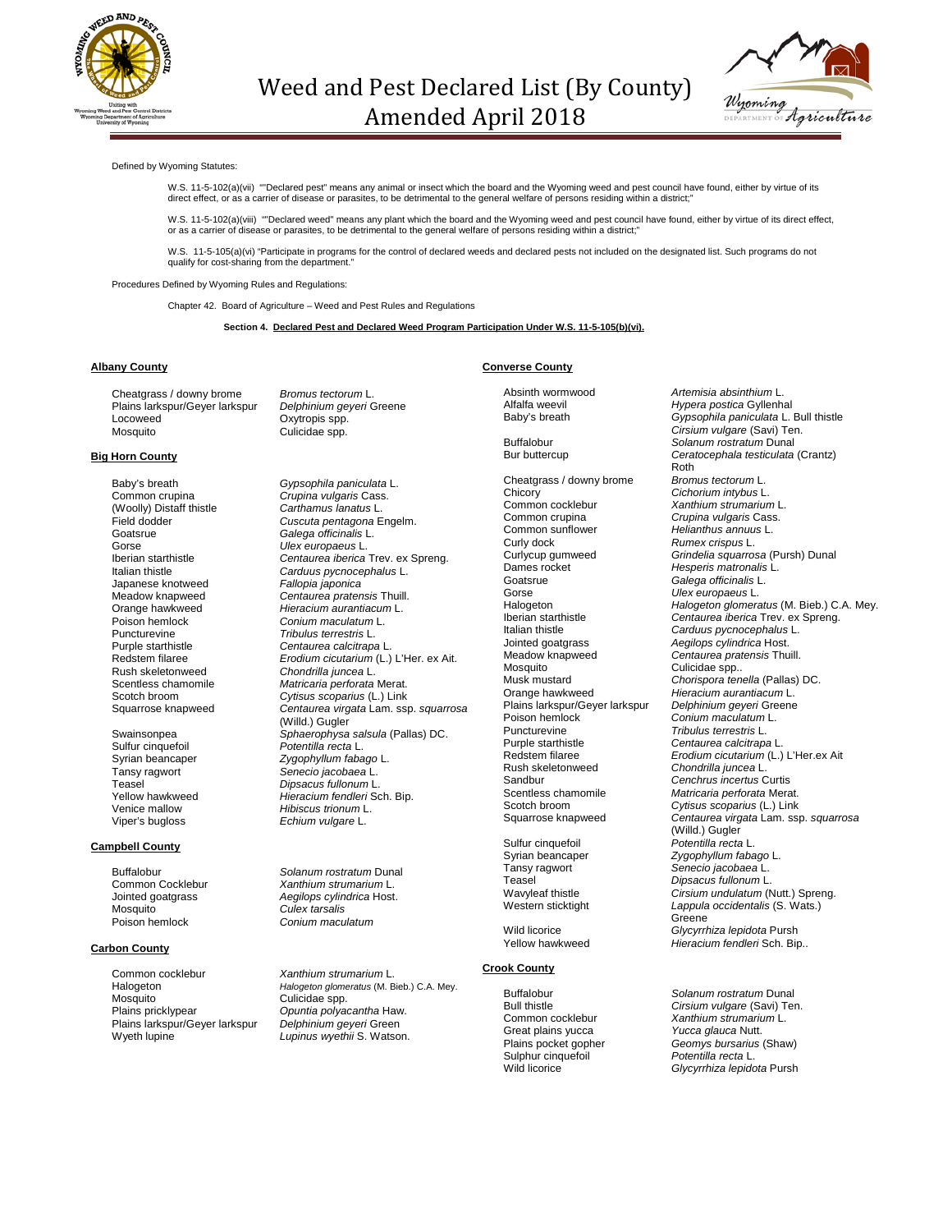# Weed and Pest Declared List (By County)
## Amended April 2018

Defined by Wyoming Statutes:

W.S. 11-5-102(a)(vii) ""Declared pest" means any animal or insect which the board and the Wyoming weed and pest council have found, either by virtue of its direct effect, or as a carrier of disease or parasites, to be detrimental to the general welfare of persons residing within a district;"

W.S. 11-5-102(a)(viii) ""Declared weed" means any plant which the board and the Wyoming weed and pest council have found, either by virtue of its direct effect, or as a carrier of disease or parasites, to be detrimental to the general welfare of persons residing within a district;"

W.S. 11-5-105(a)(vi) "Participate in programs for the control of declared weeds and declared pests not included on the designated list. Such programs do not qualify for cost-sharing from the department."

Procedures Defined by Wyoming Rules and Regulations:

Chapter 42. Board of Agriculture – Weed and Pest Rules and Regulations

**Section 4. Declared Pest and Declared Weed Program Participation Under W.S. 11-5-105(b)(vi).**

### Albany County

| | |
|---|---|
| Cheatgrass / downy brome | *Bromus tectorum* L. |
| Plains larkspur/Geyer larkspur | *Delphinium geyeri* Greene |
| Locoweed | Oxytropis spp. |
| Mosquito | Culicidae spp. |

### Big Horn County

| | |
|---|---|
| Baby's breath | *Gypsophila paniculata* L. |
| Common crupina | *Crupina vulgaris* Cass. |
| (Woolly) Distaff thistle | *Carthamus lanatus* L. |
| Field dodder | *Cuscuta pentagona* Engelm. |
| Goatsrue | *Galega officinalis* L. |
| Gorse | *Ulex europaeus* L. |
| Iberian starthistle | *Centaurea iberica* Trev. ex Spreng. |
| Italian thistle | *Carduus pycnocephalus* L. |
| Japanese knotweed | *Fallopia japonica* |
| Meadow knapweed | *Centaurea pratensis* Thuill. |
| Orange hawkweed | *Hieracium aurantiacum* L. |
| Poison hemlock | *Conium maculatum* L. |
| Puncturevine | *Tribulus terrestris* L. |
| Purple starthistle | *Centaurea calcitrapa* L. |
| Redstem filaree | *Erodium cicutarium* (L.) L'Her. ex Ait. |
| Rush skeletonweed | *Chondrilla juncea* L. |
| Scentless chamomile | *Matricaria perforata* Merat. |
| Scotch broom | *Cytisus scoparius* (L.) Link |
| Squarrose knapweed | *Centaurea virgata* Lam. ssp. *squarrosa* (Willd.) Gugler |
| Swainsonpea | *Sphaerophysa salsula* (Pallas) DC. |
| Sulfur cinquefoil | *Potentilla recta* L. |
| Syrian beancaper | *Zygophyllum fabago* L. |
| Tansy ragwort | *Senecio jacobaea* L. |
| Teasel | *Dipsacus fullonum* L. |
| Yellow hawkweed | *Hieracium fendleri* Sch. Bip. |
| Venice mallow | *Hibiscus trionum* L. |
| Viper's bugloss | *Echium vulgare* L. |

### Campbell County

| | |
|---|---|
| Buffalobur | *Solanum rostratum* Dunal |
| Common Cocklebur | *Xanthium strumarium* L. |
| Jointed goatgrass | *Aegilops cylindrica* Host. |
| Mosquito | *Culex tarsalis* |
| Poison hemlock | *Conium maculatum* |

### Carbon County

| | |
|---|---|
| Common cocklebur | *Xanthium strumarium* L. |
| Halogeton | *Halogeton glomeratus* (M. Bieb.) C.A. Mey. |
| Mosquito | Culicidae spp. |
| Plains pricklypear | *Opuntia polyacantha* Haw. |
| Plains larkspur/Geyer larkspur | *Delphinium geyeri* Green |
| Wyeth lupine | *Lupinus wyethii* S. Watson. |

### Converse County

| | |
|---|---|
| Absinth wormwood | *Artemisia absinthium* L. |
| Alfalfa weevil | *Hypera postica* Gyllenhal |
| Baby's breath | *Gypsophila paniculata* L. Bull thistle *Cirsium vulgare* (Savi) Ten. |
| Buffalobur | *Solanum rostratum* Dunal |
| Bur buttercup | *Ceratocephala testiculata* (Crantz) Roth |
| Cheatgrass / downy brome | *Bromus tectorum* L. |
| Chicory | *Cichorium intybus* L. |
| Common cocklebur | *Xanthium strumarium* L. |
| Common crupina | *Crupina vulgaris* Cass. |
| Common sunflower | *Helianthus annuus* L. |
| Curly dock | *Rumex crispus* L. |
| Curlycup gumweed | *Grindelia squarrosa* (Pursh) Dunal |
| Dames rocket | *Hesperis matronalis* L. |
| Goatsrue | *Galega officinalis* L. |
| Gorse | *Ulex europaeus* L. |
| Halogeton | *Halogeton glomeratus* (M. Bieb.) C.A. Mey. |
| Iberian starthistle | *Centaurea iberica* Trev. ex Spreng. |
| Italian thistle | *Carduus pycnocephalus* L. |
| Jointed goatgrass | *Aegilops cylindrica* Host. |
| Meadow knapweed | *Centaurea pratensis* Thuill. |
| Mosquito | Culicidae spp.. |
| Musk mustard | *Chorispora tenella* (Pallas) DC. |
| Orange hawkweed | *Hieracium aurantiacum* L. |
| Plains larkspur/Geyer larkspur | *Delphinium geyeri* Greene |
| Poison hemlock | *Conium maculatum* L. |
| Puncturevine | *Tribulus terrestris* L. |
| Purple starthistle | *Centaurea calcitrapa* L. |
| Redstem filaree | *Erodium cicutarium* (L.) L'Her.ex Ait |
| Rush skeletonweed | *Chondrilla juncea* L. |
| Sandbur | *Cenchrus incertus* Curtis |
| Scentless chamomile | *Matricaria perforata* Merat. |
| Scotch broom | *Cytisus scoparius* (L.) Link |
| Squarrose knapweed | *Centaurea virgata* Lam. ssp. *squarrosa* (Willd.) Gugler |
| Sulfur cinquefoil | *Potentilla recta* L. |
| Syrian beancaper | *Zygophyllum fabago* L. |
| Tansy ragwort | *Senecio jacobaea* L. |
| Teasel | *Dipsacus fullonum* L. |
| Wavyleaf thistle | *Cirsium undulatum* (Nutt.) Spreng. |
| Western sticktight | *Lappula occidentalis* (S. Wats.) Greene |
| Wild licorice | *Glycyrrhiza lepidota* Pursh |
| Yellow hawkweed | *Hieracium fendleri* Sch. Bip.. |

### Crook County

| | |
|---|---|
| Buffalobur | *Solanum rostratum* Dunal |
| Bull thistle | *Cirsium vulgare* (Savi) Ten. |
| Common cocklebur | *Xanthium strumarium* L. |
| Great plains yucca | *Yucca glauca* Nutt. |
| Plains pocket gopher | *Geomys bursarius* (Shaw) |
| Sulphur cinquefoil | *Potentilla recta* L. |
| Wild licorice | *Glycyrrhiza lepidota* Pursh |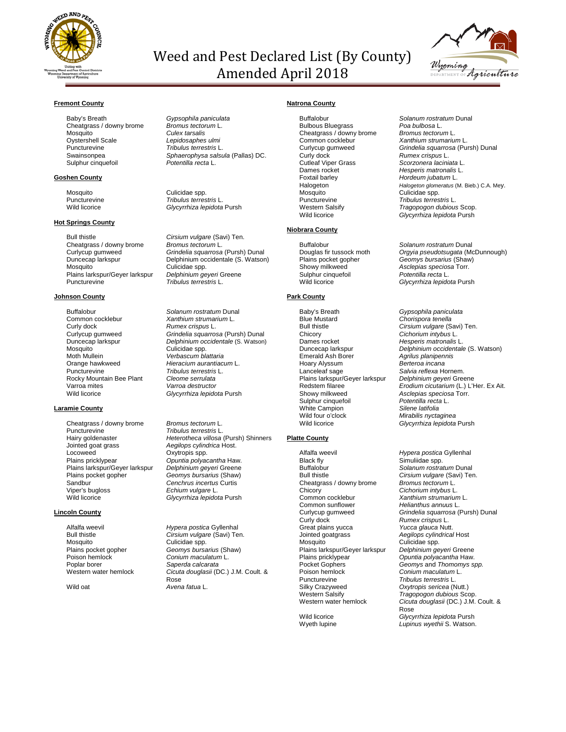# Weed and Pest Declared List (By County)
# Amended April 2018

## Fremont County

| Common Name | Scientific Name |
|---|---|
| Baby's Breath | *Gypsophila paniculata* |
| Cheatgrass / downy brome | *Bromus tectorum* L. |
| Mosquito | *Culex tarsalis* |
| Oystershell Scale | *Lepidosaphes ulmi* |
| Puncturevine | *Tribulus terrestris* L. |
| Swainsonpea | *Sphaerophysa salsula* (Pallas) DC. |
| Sulphur cinquefoil | *Potentilla recta* L. |

## Goshen County

| Common Name | Scientific Name |
|---|---|
| Mosquito | Culicidae spp. |
| Puncturevine | *Tribulus terrestris* L. |
| Wild licorice | *Glycyrrhiza lepidota* Pursh |

## Hot Springs County

| Common Name | Scientific Name |
|---|---|
| Bull thistle | *Cirsium vulgare* (Savi) Ten. |
| Cheatgrass / downy brome | *Bromus tectorum* L. |
| Curlycup gumweed | *Grindelia squarrosa* (Pursh) Dunal |
| Duncecap larkspur | Delphinium occidentale (S. Watson) |
| Mosquito | Culicidae spp. |
| Plains larkspur/Geyer larkspur | *Delphinium geyeri* Greene |
| Puncturevine | *Tribulus terrestris* L. |

## Johnson County

| Common Name | Scientific Name |
|---|---|
| Buffalobur | *Solanum rostratum* Dunal |
| Common cocklebur | *Xanthium strumarium* L. |
| Curly dock | *Rumex crispus* L. |
| Curlycup gumweed | *Grindelia squarrosa* (Pursh) Dunal |
| Duncecap larkspur | *Delphinium occidentale* (S. Watson) |
| Mosquito | Culicidae spp. |
| Moth Mullein | *Verbascum blattaria* |
| Orange hawkweed | *Hieracium aurantiacum* L. |
| Puncturevine | *Tribulus terrestris* L. |
| Rocky Mountain Bee Plant | *Cleome serrulata* |
| Varroa mites | *Varroa destructor* |
| Wild licorice | *Glycyrrhiza lepidota* Pursh |

## Laramie County

| Common Name | Scientific Name |
|---|---|
| Cheatgrass / downy brome | *Bromus tectorum* L. |
| Puncturevine | *Tribulus terrestris* L. |
| Hairy goldenaster | *Heterotheca villosa* (Pursh) Shinners |
| Jointed goat grass | *Aegilops cylindrica* Host. |
| Locoweed | Oxytropis spp. |
| Plains pricklypear | *Opuntia polyacantha* Haw. |
| Plains larkspur/Geyer larkspur | *Delphinium geyeri* Greene |
| Plains pocket gopher | *Geomys bursarius* (Shaw) |
| Sandbur | *Cenchrus incertus* Curtis |
| Viper's bugloss | *Echium vulgare* L. |
| Wild licorice | *Glycyrrhiza lepidota* Pursh |

## Lincoln County

| Common Name | Scientific Name |
|---|---|
| Alfalfa weevil | *Hypera postica* Gyllenhal |
| Bull thistle | *Cirsium vulgare* (Savi) Ten. |
| Mosquito | Culicidae spp. |
| Plains pocket gopher | *Geomys bursarius* (Shaw) |
| Poison hemlock | *Conium maculatum* L. |
| Poplar borer | *Saperda calcarata* |
| Western water hemlock | *Cicuta douglasii* (DC.) J.M. Coult. & Rose |
| Wild oat | *Avena fatua* L. |

## Natrona County

| Common Name | Scientific Name |
|---|---|
| Buffalobur | *Solanum rostratum* Dunal |
| Bulbous Bluegrass | *Poa bulbosa* L. |
| Cheatgrass / downy brome | *Bromus tectorum* L. |
| Common cocklebur | *Xanthium strumarium* L. |
| Curlycup gumweed | *Grindelia squarrosa* (Pursh) Dunal |
| Curly dock | *Rumex crispus* L. |
| Cutleaf Viper Grass | *Scorzonera laciniata* L. |
| Dames rocket | *Hesperis matronalis* L. |
| Foxtail barley | *Hordeum jubatum* L. |
| Halogeton | *Halogeton glomeratus* (M. Bieb.) C.A. Mey. |
| Mosquito | Culicidae spp. |
| Puncturevine | *Tribulus terrestris* L. |
| Western Salsify | *Tragopogon dubious* Scop. |
| Wild licorice | *Glycyrrhiza lepidota* Pursh |

## Niobrara County

| Common Name | Scientific Name |
|---|---|
| Buffalobur | *Solanum rostratum* Dunal |
| Douglas fir tussock moth | *Orgyia pseudotsugata* (McDunnough) |
| Plains pocket gopher | *Geomys bursarius* (Shaw) |
| Showy milkweed | *Asclepias speciosa* Torr. |
| Sulphur cinquefoil | *Potentilla recta* L. |
| Wild licorice | *Glycyrrhiza lepidota* Pursh |

## Park County

| Common Name | Scientific Name |
|---|---|
| Baby's Breath | *Gypsophila paniculata* |
| Blue Mustard | *Chorispora tenella* |
| Bull thistle | *Cirsium vulgare* (Savi) Ten. |
| Chicory | *Cichorium intybus* L. |
| Dames rocket | *Hesperis matronalis* L. |
| Duncecap larkspur | *Delphinium occidentale* (S. Watson) |
| Emerald Ash Borer | *Agrilus planipennis* |
| Hoary Alyssum | *Berteroa incana* |
| Lanceleaf sage | *Salvia reflexa* Hornem. |
| Plains larkspur/Geyer larkspur | *Delphinium geyeri* Greene |
| Redstem filaree | *Erodium cicutarium* (L.) L'Her. Ex Ait. |
| Showy milkweed | *Asclepias speciosa* Torr. |
| Sulphur cinquefoil | *Potentilla recta* L. |
| White Campion | *Silene latifolia* |
| Wild four o'clock | *Mirabilis nyctaginea* |
| Wild licorice | *Glycyrrhiza lepidota* Pursh |

## Platte County

| Common Name | Scientific Name |
|---|---|
| Alfalfa weevil | *Hypera postica* Gyllenhal |
| Black fly | Simuliidae spp. |
| Buffalobur | *Solanum rostratum* Dunal |
| Bull thistle | *Cirsium vulgare* (Savi) Ten. |
| Cheatgrass / downy brome | *Bromus tectorum* L. |
| Chicory | *Cichorium intybus* L. |
| Common cocklebur | *Xanthium strumarium* L. |
| Common sunflower | *Helianthus annuus* L. |
| Curlycup gumweed | *Grindelia squarrosa* (Pursh) Dunal |
| Curly dock | *Rumex crispus* L. |
| Great plains yucca | *Yucca glauca* Nutt. |
| Jointed goatgrass | *Aegilops cylindrical* Host |
| Mosquito | Culicidae spp. |
| Plains larkspur/Geyer larkspur | *Delphinium geyeri* Greene |
| Plains pricklypear | *Opuntia polyacantha* Haw. |
| Pocket Gophers | *Geomys* and *Thomomys spp.* |
| Poison hemlock | *Conium maculatum* L. |
| Puncturevine | *Tribulus terrestris* L. |
| Silky Crazyweed | *Oxytropis sericea* (Nutt.) |
| Western Salsify | *Tragopogon dubious* Scop. |
| Western water hemlock | *Cicuta douglasii* (DC.) J.M. Coult. & Rose |
| Wild licorice | *Glycyrrhiza lepidota* Pursh |
| Wyeth lupine | *Lupinus wyethii* S. Watson. |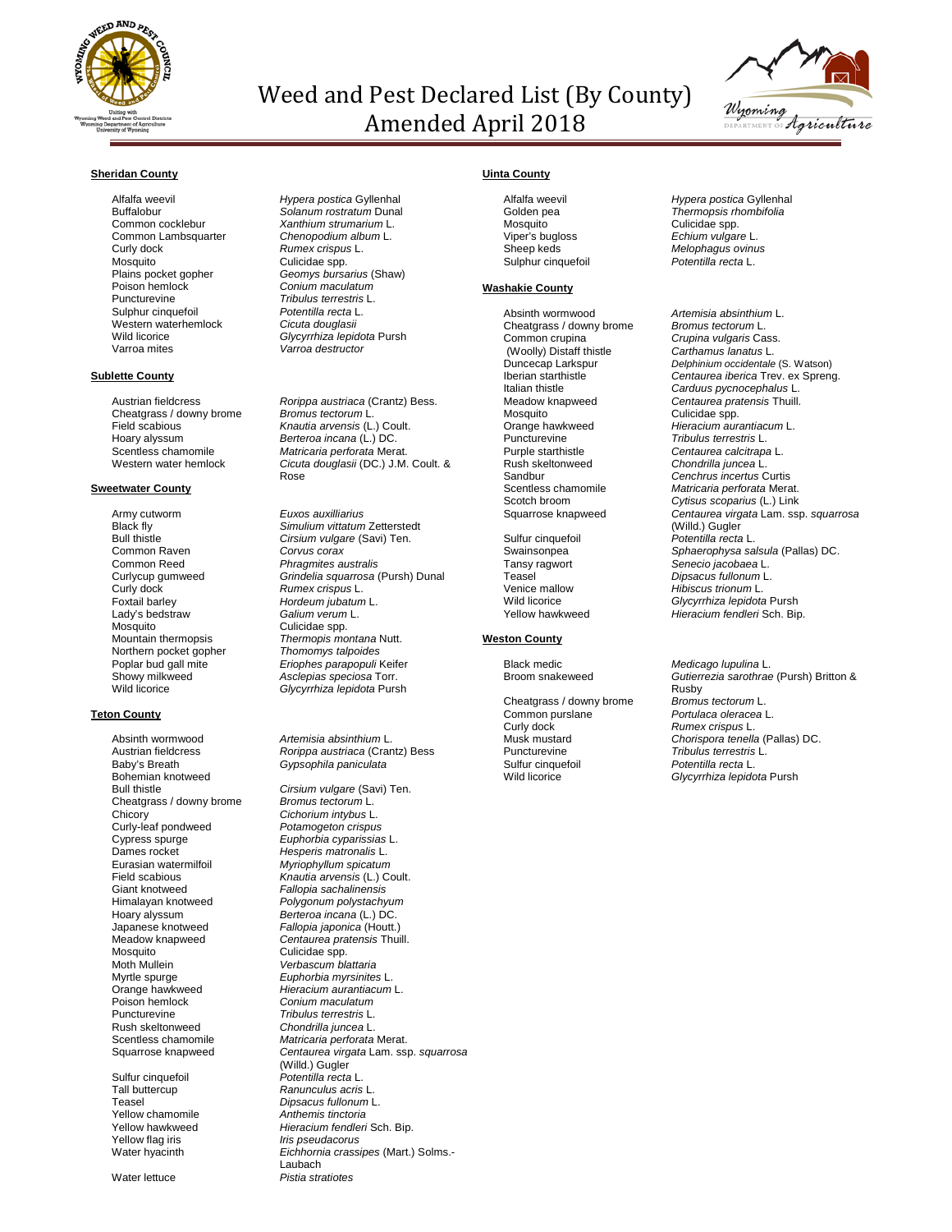# Weed and Pest Declared List (By County) Amended April 2018

### Sheridan County

| | |
|---|---|
| Alfalfa weevil | *Hypera postica* Gyllenhal |
| Buffalobur | *Solanum rostratum* Dunal |
| Common cocklebur | *Xanthium strumarium* L. |
| Common Lambsquarter | *Chenopodium album* L. |
| Curly dock | *Rumex crispus* L. |
| Mosquito | Culicidae spp. |
| Plains pocket gopher | *Geomys bursarius* (Shaw) |
| Poison hemlock | *Conium maculatum* |
| Puncturevine | *Tribulus terrestris* L. |
| Sulphur cinquefoil | *Potentilla recta* L. |
| Western waterhemlock | *Cicuta douglasii* |
| Wild licorice | *Glycyrrhiza lepidota* Pursh |
| Varroa mites | *Varroa destructor* |

### Sublette County

| | |
|---|---|
| Austrian fieldcress | *Rorippa austriaca* (Crantz) Bess. |
| Cheatgrass / downy brome | *Bromus tectorum* L. |
| Field scabious | *Knautia arvensis* (L.) Coult. |
| Hoary alyssum | *Berteroa incana* (L.) DC. |
| Scentless chamomile | *Matricaria perforata* Merat. |
| Western water hemlock | *Cicuta douglasii* (DC.) J.M. Coult. & Rose |

### Sweetwater County

| | |
|---|---|
| Army cutworm | *Euxos auxilliarius* |
| Black fly | *Simulium vittatum* Zetterstedt |
| Bull thistle | *Cirsium vulgare* (Savi) Ten. |
| Common Raven | *Corvus corax* |
| Common Reed | *Phragmites australis* |
| Curlycup gumweed | *Grindelia squarrosa* (Pursh) Dunal |
| Curly dock | *Rumex crispus* L. |
| Foxtail barley | *Hordeum jubatum* L. |
| Lady's bedstraw | *Galium verum* L. |
| Mosquito | Culicidae spp. |
| Mountain thermopsis | *Thermopis montana* Nutt. |
| Northern pocket gopher | *Thomomys talpoides* |
| Poplar bud gall mite | *Eriophes parapopuli* Keifer |
| Showy milkweed | *Asclepias speciosa* Torr. |
| Wild licorice | *Glycyrrhiza lepidota* Pursh |

### Teton County

| | |
|---|---|
| Absinth wormwood | *Artemisia absinthium* L. |
| Austrian fieldcress | *Rorippa austriaca* (Crantz) Bess |
| Baby's Breath | *Gypsophila paniculata* |
| Bohemian knotweed | |
| Bull thistle | *Cirsium vulgare* (Savi) Ten. |
| Cheatgrass / downy brome | *Bromus tectorum* L. |
| Chicory | *Cichorium intybus* L. |
| Curly-leaf pondweed | *Potamogeton crispus* |
| Cypress spurge | *Euphorbia cyparissias* L. |
| Dames rocket | *Hesperis matronalis* L. |
| Eurasian watermilfoil | *Myriophyllum spicatum* |
| Field scabious | *Knautia arvensis* (L.) Coult. |
| Giant knotweed | *Fallopia sachalinensis* |
| Himalayan knotweed | *Polygonum polystachyum* |
| Hoary alyssum | *Berteroa incana* (L.) DC. |
| Japanese knotweed | *Fallopia japonica* (Houtt.) |
| Meadow knapweed | *Centaurea pratensis* Thuill. |
| Mosquito | Culicidae spp. |
| Moth Mullein | *Verbascum blattaria* |
| Myrtle spurge | *Euphorbia myrsinites* L. |
| Orange hawkweed | *Hieracium aurantiacum* L. |
| Poison hemlock | *Conium maculatum* |
| Puncturevine | *Tribulus terrestris* L. |
| Rush skeltonweed | *Chondrilla juncea* L. |
| Scentless chamomile | *Matricaria perforata* Merat. |
| Squarrose knapweed | *Centaurea virgata* Lam. ssp. *squarrosa* (Willd.) Gugler |
| Sulfur cinquefoil | *Potentilla recta* L. |
| Tall buttercup | *Ranunculus acris* L. |
| Teasel | *Dipsacus fullonum* L. |
| Yellow chamomile | *Anthemis tinctoria* |
| Yellow hawkweed | *Hieracium fendleri* Sch. Bip. |
| Yellow flag iris | *Iris pseudacorus* |
| Water hyacinth | *Eichhornia crassipes* (Mart.) Solms.-Laubach |
| Water lettuce | *Pistia stratiotes* |

### Uinta County

| | |
|---|---|
| Alfalfa weevil | *Hypera postica* Gyllenhal |
| Golden pea | *Thermopsis rhombifolia* |
| Mosquito | Culicidae spp. |
| Viper's bugloss | *Echium vulgare* L. |
| Sheep keds | *Melophagus ovinus* |
| Sulphur cinquefoil | *Potentilla recta* L. |

### Washakie County

| | |
|---|---|
| Absinth wormwood | *Artemisia absinthium* L. |
| Cheatgrass / downy brome | *Bromus tectorum* L. |
| Common crupina | *Crupina vulgaris* Cass. |
| (Woolly) Distaff thistle | *Carthamus lanatus* L. |
| Duncecap Larkspur | *Delphinium occidentale* (S. Watson) |
| Iberian starthistle | *Centaurea iberica* Trev. ex Spreng. |
| Italian thistle | *Carduus pycnocephalus* L. |
| Meadow knapweed | *Centaurea pratensis* Thuill. |
| Mosquito | Culicidae spp. |
| Orange hawkweed | *Hieracium aurantiacum* L. |
| Puncturevine | *Tribulus terrestris* L. |
| Purple starthistle | *Centaurea calcitrapa* L. |
| Rush skeltonweed | *Chondrilla juncea* L. |
| Sandbur | *Cenchrus incertus* Curtis |
| Scentless chamomile | *Matricaria perforata* Merat. |
| Scotch broom | *Cytisus scoparius* (L.) Link |
| Squarrose knapweed | *Centaurea virgata* Lam. ssp. *squarrosa* (Willd.) Gugler |
| Sulfur cinquefoil | *Potentilla recta* L. |
| Swainsonpea | *Sphaerophysa salsula* (Pallas) DC. |
| Tansy ragwort | *Senecio jacobaea* L. |
| Teasel | *Dipsacus fullonum* L. |
| Venice mallow | *Hibiscus trionum* L. |
| Wild licorice | *Glycyrrhiza lepidota* Pursh |
| Yellow hawkweed | *Hieracium fendleri* Sch. Bip. |

### Weston County

| | |
|---|---|
| Black medic | *Medicago lupulina* L. |
| Broom snakeweed | *Gutierrezia sarothrae* (Pursh) Britton & Rusby |
| Cheatgrass / downy brome | *Bromus tectorum* L. |
| Common purslane | *Portulaca oleracea* L. |
| Curly dock | *Rumex crispus* L. |
| Musk mustard | *Chorispora tenella* (Pallas) DC. |
| Puncturevine | *Tribulus terrestris* L. |
| Sulfur cinquefoil | *Potentilla recta* L. |
| Wild licorice | *Glycyrrhiza lepidota* Pursh |